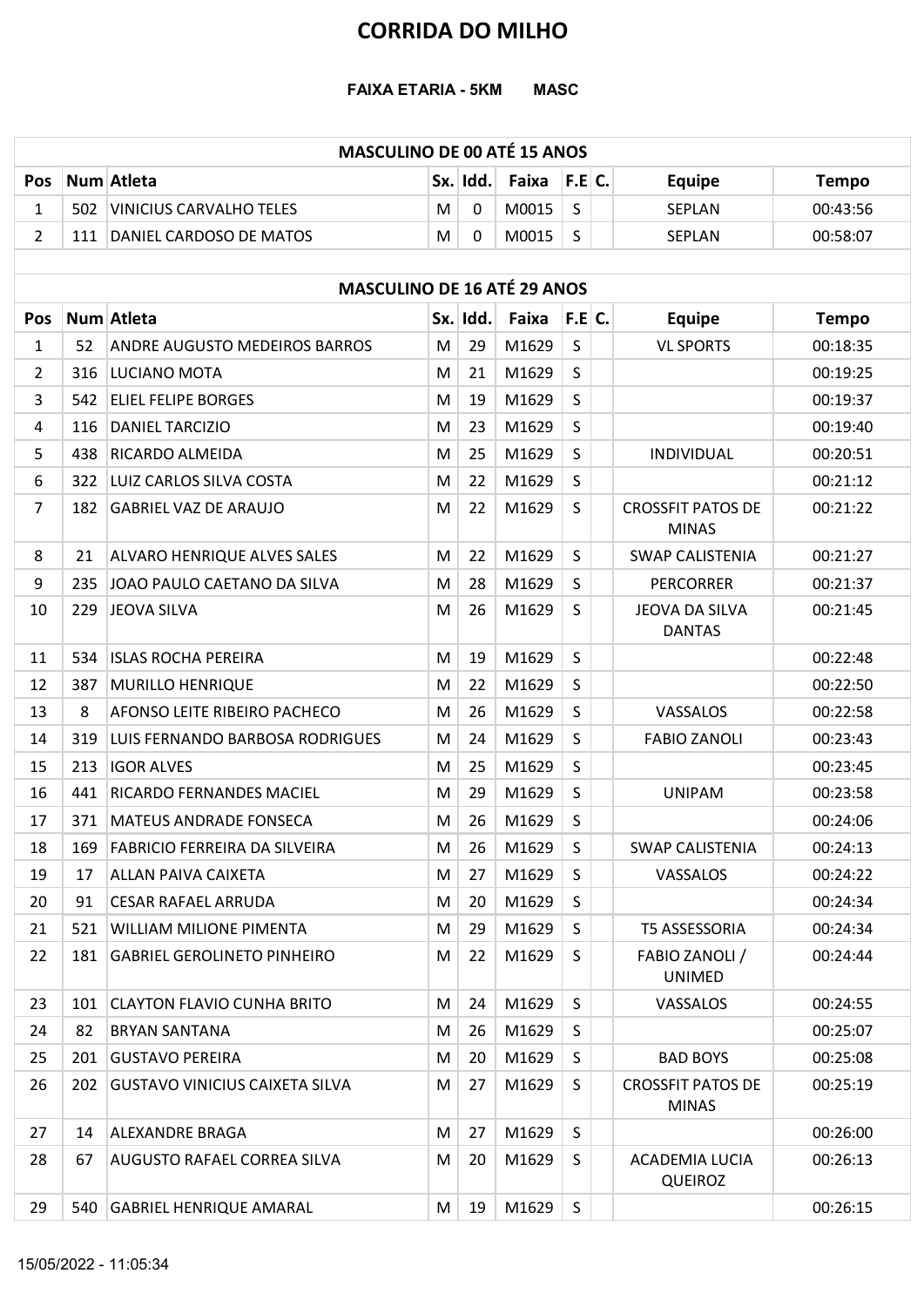# CORRIDA DO MILHO

**FAIXA ETARIA - 5KM MASC**

| MASCULINO DE 00 ATÉ 15 ANOS | | | | | | | | | |
|---|---|---|---|---|---|---|---|---|---|
| **Pos** | **Num** | **Atleta** | **Sx.** | **Idd.** | **Faixa** | **F.E** | **C.** | **Equipe** | **Tempo** |
| 1 | 502 | VINICIUS CARVALHO TELES | M | 0 | M0015 | S | | SEPLAN | 00:43:56 |
| 2 | 111 | DANIEL CARDOSO DE MATOS | M | 0 | M0015 | S | | SEPLAN | 00:58:07 |

| MASCULINO DE 16 ATÉ 29 ANOS | | | | | | | | | |
|---|---|---|---|---|---|---|---|---|---|
| **Pos** | **Num** | **Atleta** | **Sx.** | **Idd.** | **Faixa** | **F.E** | **C.** | **Equipe** | **Tempo** |
| 1 | 52 | ANDRE AUGUSTO MEDEIROS BARROS | M | 29 | M1629 | S | | VL SPORTS | 00:18:35 |
| 2 | 316 | LUCIANO MOTA | M | 21 | M1629 | S | | | 00:19:25 |
| 3 | 542 | ELIEL FELIPE BORGES | M | 19 | M1629 | S | | | 00:19:37 |
| 4 | 116 | DANIEL TARCIZIO | M | 23 | M1629 | S | | | 00:19:40 |
| 5 | 438 | RICARDO ALMEIDA | M | 25 | M1629 | S | | INDIVIDUAL | 00:20:51 |
| 6 | 322 | LUIZ CARLOS SILVA COSTA | M | 22 | M1629 | S | | | 00:21:12 |
| 7 | 182 | GABRIEL VAZ DE ARAUJO | M | 22 | M1629 | S | | CROSSFIT PATOS DE MINAS | 00:21:22 |
| 8 | 21 | ALVARO HENRIQUE ALVES SALES | M | 22 | M1629 | S | | SWAP CALISTENIA | 00:21:27 |
| 9 | 235 | JOAO PAULO CAETANO DA SILVA | M | 28 | M1629 | S | | PERCORRER | 00:21:37 |
| 10 | 229 | JEOVA SILVA | M | 26 | M1629 | S | | JEOVA DA SILVA DANTAS | 00:21:45 |
| 11 | 534 | ISLAS ROCHA PEREIRA | M | 19 | M1629 | S | | | 00:22:48 |
| 12 | 387 | MURILLO HENRIQUE | M | 22 | M1629 | S | | | 00:22:50 |
| 13 | 8 | AFONSO LEITE RIBEIRO PACHECO | M | 26 | M1629 | S | | VASSALOS | 00:22:58 |
| 14 | 319 | LUIS FERNANDO BARBOSA RODRIGUES | M | 24 | M1629 | S | | FABIO ZANOLI | 00:23:43 |
| 15 | 213 | IGOR ALVES | M | 25 | M1629 | S | | | 00:23:45 |
| 16 | 441 | RICARDO FERNANDES MACIEL | M | 29 | M1629 | S | | UNIPAM | 00:23:58 |
| 17 | 371 | MATEUS ANDRADE FONSECA | M | 26 | M1629 | S | | | 00:24:06 |
| 18 | 169 | FABRICIO FERREIRA DA SILVEIRA | M | 26 | M1629 | S | | SWAP CALISTENIA | 00:24:13 |
| 19 | 17 | ALLAN PAIVA CAIXETA | M | 27 | M1629 | S | | VASSALOS | 00:24:22 |
| 20 | 91 | CESAR RAFAEL ARRUDA | M | 20 | M1629 | S | | | 00:24:34 |
| 21 | 521 | WILLIAM MILIONE PIMENTA | M | 29 | M1629 | S | | T5 ASSESSORIA | 00:24:34 |
| 22 | 181 | GABRIEL GEROLINETO PINHEIRO | M | 22 | M1629 | S | | FABIO ZANOLI / UNIMED | 00:24:44 |
| 23 | 101 | CLAYTON FLAVIO CUNHA BRITO | M | 24 | M1629 | S | | VASSALOS | 00:24:55 |
| 24 | 82 | BRYAN SANTANA | M | 26 | M1629 | S | | | 00:25:07 |
| 25 | 201 | GUSTAVO PEREIRA | M | 20 | M1629 | S | | BAD BOYS | 00:25:08 |
| 26 | 202 | GUSTAVO VINICIUS CAIXETA SILVA | M | 27 | M1629 | S | | CROSSFIT PATOS DE MINAS | 00:25:19 |
| 27 | 14 | ALEXANDRE BRAGA | M | 27 | M1629 | S | | | 00:26:00 |
| 28 | 67 | AUGUSTO RAFAEL CORREA SILVA | M | 20 | M1629 | S | | ACADEMIA LUCIA QUEIROZ | 00:26:13 |
| 29 | 540 | GABRIEL HENRIQUE AMARAL | M | 19 | M1629 | S | | | 00:26:15 |

15/05/2022 - 11:05:34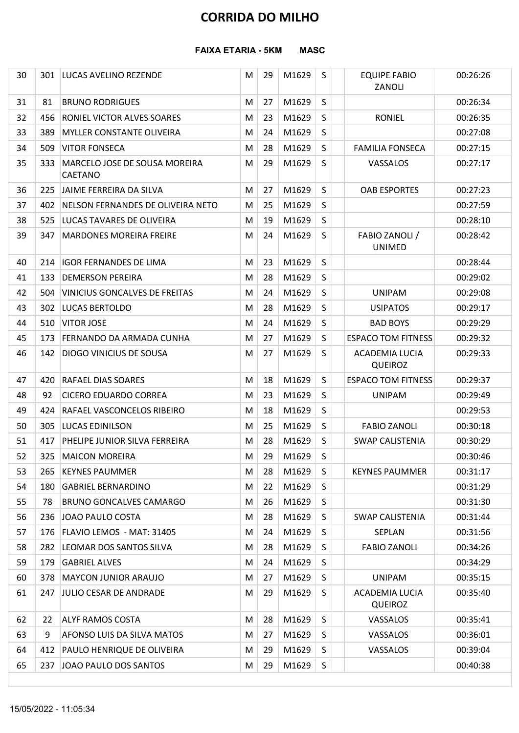# CORRIDA DO MILHO

**FAIXA ETARIA - 5KM MASC**

| | | | | | | | | | |
|---|---|---|---|---|---|---|---|---|---|
| 30 | 301 | LUCAS AVELINO REZENDE | M | 29 | M1629 | S | | EQUIPE FABIO ZANOLI | 00:26:26 |
| 31 | 81 | BRUNO RODRIGUES | M | 27 | M1629 | S | | | 00:26:34 |
| 32 | 456 | RONIEL VICTOR ALVES SOARES | M | 23 | M1629 | S | | RONIEL | 00:26:35 |
| 33 | 389 | MYLLER CONSTANTE OLIVEIRA | M | 24 | M1629 | S | | | 00:27:08 |
| 34 | 509 | VITOR FONSECA | M | 28 | M1629 | S | | FAMILIA FONSECA | 00:27:15 |
| 35 | 333 | MARCELO JOSE DE SOUSA MOREIRA CAETANO | M | 29 | M1629 | S | | VASSALOS | 00:27:17 |
| 36 | 225 | JAIME FERREIRA DA SILVA | M | 27 | M1629 | S | | OAB ESPORTES | 00:27:23 |
| 37 | 402 | NELSON FERNANDES DE OLIVEIRA NETO | M | 25 | M1629 | S | | | 00:27:59 |
| 38 | 525 | LUCAS TAVARES DE OLIVEIRA | M | 19 | M1629 | S | | | 00:28:10 |
| 39 | 347 | MARDONES MOREIRA FREIRE | M | 24 | M1629 | S | | FABIO ZANOLI / UNIMED | 00:28:42 |
| 40 | 214 | IGOR FERNANDES DE LIMA | M | 23 | M1629 | S | | | 00:28:44 |
| 41 | 133 | DEMERSON PEREIRA | M | 28 | M1629 | S | | | 00:29:02 |
| 42 | 504 | VINICIUS GONCALVES DE FREITAS | M | 24 | M1629 | S | | UNIPAM | 00:29:08 |
| 43 | 302 | LUCAS BERTOLDO | M | 28 | M1629 | S | | USIPATOS | 00:29:17 |
| 44 | 510 | VITOR JOSE | M | 24 | M1629 | S | | BAD BOYS | 00:29:29 |
| 45 | 173 | FERNANDO DA ARMADA CUNHA | M | 27 | M1629 | S | | ESPACO TOM FITNESS | 00:29:32 |
| 46 | 142 | DIOGO VINICIUS DE SOUSA | M | 27 | M1629 | S | | ACADEMIA LUCIA QUEIROZ | 00:29:33 |
| 47 | 420 | RAFAEL DIAS SOARES | M | 18 | M1629 | S | | ESPACO TOM FITNESS | 00:29:37 |
| 48 | 92 | CICERO EDUARDO CORREA | M | 23 | M1629 | S | | UNIPAM | 00:29:49 |
| 49 | 424 | RAFAEL VASCONCELOS RIBEIRO | M | 18 | M1629 | S | | | 00:29:53 |
| 50 | 305 | LUCAS EDINILSON | M | 25 | M1629 | S | | FABIO ZANOLI | 00:30:18 |
| 51 | 417 | PHELIPE JUNIOR SILVA FERREIRA | M | 28 | M1629 | S | | SWAP CALISTENIA | 00:30:29 |
| 52 | 325 | MAICON MOREIRA | M | 29 | M1629 | S | | | 00:30:46 |
| 53 | 265 | KEYNES PAUMMER | M | 28 | M1629 | S | | KEYNES PAUMMER | 00:31:17 |
| 54 | 180 | GABRIEL BERNARDINO | M | 22 | M1629 | S | | | 00:31:29 |
| 55 | 78 | BRUNO GONCALVES CAMARGO | M | 26 | M1629 | S | | | 00:31:30 |
| 56 | 236 | JOAO PAULO COSTA | M | 28 | M1629 | S | | SWAP CALISTENIA | 00:31:44 |
| 57 | 176 | FLAVIO LEMOS - MAT: 31405 | M | 24 | M1629 | S | | SEPLAN | 00:31:56 |
| 58 | 282 | LEOMAR DOS SANTOS SILVA | M | 28 | M1629 | S | | FABIO ZANOLI | 00:34:26 |
| 59 | 179 | GABRIEL ALVES | M | 24 | M1629 | S | | | 00:34:29 |
| 60 | 378 | MAYCON JUNIOR ARAUJO | M | 27 | M1629 | S | | UNIPAM | 00:35:15 |
| 61 | 247 | JULIO CESAR DE ANDRADE | M | 29 | M1629 | S | | ACADEMIA LUCIA QUEIROZ | 00:35:40 |
| 62 | 22 | ALYF RAMOS COSTA | M | 28 | M1629 | S | | VASSALOS | 00:35:41 |
| 63 | 9 | AFONSO LUIS DA SILVA MATOS | M | 27 | M1629 | S | | VASSALOS | 00:36:01 |
| 64 | 412 | PAULO HENRIQUE DE OLIVEIRA | M | 29 | M1629 | S | | VASSALOS | 00:39:04 |
| 65 | 237 | JOAO PAULO DOS SANTOS | M | 29 | M1629 | S | | | 00:40:38 |

15/05/2022 - 11:05:34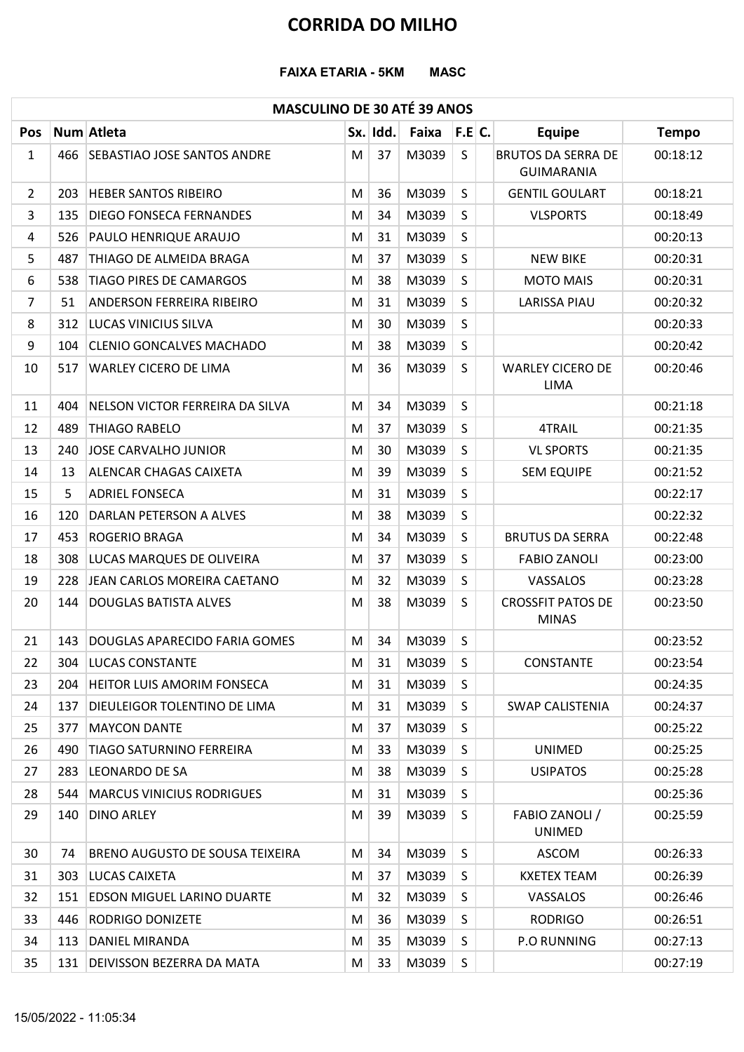# CORRIDA DO MILHO

**FAIXA ETARIA - 5KM MASC**

| MASCULINO DE 30 ATÉ 39 ANOS | | | | | | | | | |
|---|---|---|---|---|---|---|---|---|---|
| **Pos** | **Num** | **Atleta** | **Sx.** | **Idd.** | **Faixa** | **F.E** | **C.** | **Equipe** | **Tempo** |
| 1 | 466 | SEBASTIAO JOSE SANTOS ANDRE | M | 37 | M3039 | S | | BRUTOS DA SERRA DE GUIMARANIA | 00:18:12 |
| 2 | 203 | HEBER SANTOS RIBEIRO | M | 36 | M3039 | S | | GENTIL GOULART | 00:18:21 |
| 3 | 135 | DIEGO FONSECA FERNANDES | M | 34 | M3039 | S | | VLSPORTS | 00:18:49 |
| 4 | 526 | PAULO HENRIQUE ARAUJO | M | 31 | M3039 | S | | | 00:20:13 |
| 5 | 487 | THIAGO DE ALMEIDA BRAGA | M | 37 | M3039 | S | | NEW BIKE | 00:20:31 |
| 6 | 538 | TIAGO PIRES DE CAMARGOS | M | 38 | M3039 | S | | MOTO MAIS | 00:20:31 |
| 7 | 51 | ANDERSON FERREIRA RIBEIRO | M | 31 | M3039 | S | | LARISSA PIAU | 00:20:32 |
| 8 | 312 | LUCAS VINICIUS SILVA | M | 30 | M3039 | S | | | 00:20:33 |
| 9 | 104 | CLENIO GONCALVES MACHADO | M | 38 | M3039 | S | | | 00:20:42 |
| 10 | 517 | WARLEY CICERO DE LIMA | M | 36 | M3039 | S | | WARLEY CICERO DE LIMA | 00:20:46 |
| 11 | 404 | NELSON VICTOR FERREIRA DA SILVA | M | 34 | M3039 | S | | | 00:21:18 |
| 12 | 489 | THIAGO RABELO | M | 37 | M3039 | S | | 4TRAIL | 00:21:35 |
| 13 | 240 | JOSE CARVALHO JUNIOR | M | 30 | M3039 | S | | VL SPORTS | 00:21:35 |
| 14 | 13 | ALENCAR CHAGAS CAIXETA | M | 39 | M3039 | S | | SEM EQUIPE | 00:21:52 |
| 15 | 5 | ADRIEL FONSECA | M | 31 | M3039 | S | | | 00:22:17 |
| 16 | 120 | DARLAN PETERSON A ALVES | M | 38 | M3039 | S | | | 00:22:32 |
| 17 | 453 | ROGERIO BRAGA | M | 34 | M3039 | S | | BRUTUS DA SERRA | 00:22:48 |
| 18 | 308 | LUCAS MARQUES DE OLIVEIRA | M | 37 | M3039 | S | | FABIO ZANOLI | 00:23:00 |
| 19 | 228 | JEAN CARLOS MOREIRA CAETANO | M | 32 | M3039 | S | | VASSALOS | 00:23:28 |
| 20 | 144 | DOUGLAS BATISTA ALVES | M | 38 | M3039 | S | | CROSSFIT PATOS DE MINAS | 00:23:50 |
| 21 | 143 | DOUGLAS APARECIDO FARIA GOMES | M | 34 | M3039 | S | | | 00:23:52 |
| 22 | 304 | LUCAS CONSTANTE | M | 31 | M3039 | S | | CONSTANTE | 00:23:54 |
| 23 | 204 | HEITOR LUIS AMORIM FONSECA | M | 31 | M3039 | S | | | 00:24:35 |
| 24 | 137 | DIEULEIGOR TOLENTINO DE LIMA | M | 31 | M3039 | S | | SWAP CALISTENIA | 00:24:37 |
| 25 | 377 | MAYCON DANTE | M | 37 | M3039 | S | | | 00:25:22 |
| 26 | 490 | TIAGO SATURNINO FERREIRA | M | 33 | M3039 | S | | UNIMED | 00:25:25 |
| 27 | 283 | LEONARDO DE SA | M | 38 | M3039 | S | | USIPATOS | 00:25:28 |
| 28 | 544 | MARCUS VINICIUS RODRIGUES | M | 31 | M3039 | S | | | 00:25:36 |
| 29 | 140 | DINO ARLEY | M | 39 | M3039 | S | | FABIO ZANOLI / UNIMED | 00:25:59 |
| 30 | 74 | BRENO AUGUSTO DE SOUSA TEIXEIRA | M | 34 | M3039 | S | | ASCOM | 00:26:33 |
| 31 | 303 | LUCAS CAIXETA | M | 37 | M3039 | S | | KXETEX TEAM | 00:26:39 |
| 32 | 151 | EDSON MIGUEL LARINO DUARTE | M | 32 | M3039 | S | | VASSALOS | 00:26:46 |
| 33 | 446 | RODRIGO DONIZETE | M | 36 | M3039 | S | | RODRIGO | 00:26:51 |
| 34 | 113 | DANIEL MIRANDA | M | 35 | M3039 | S | | P.O RUNNING | 00:27:13 |
| 35 | 131 | DEIVISSON BEZERRA DA MATA | M | 33 | M3039 | S | | | 00:27:19 |

15/05/2022 - 11:05:34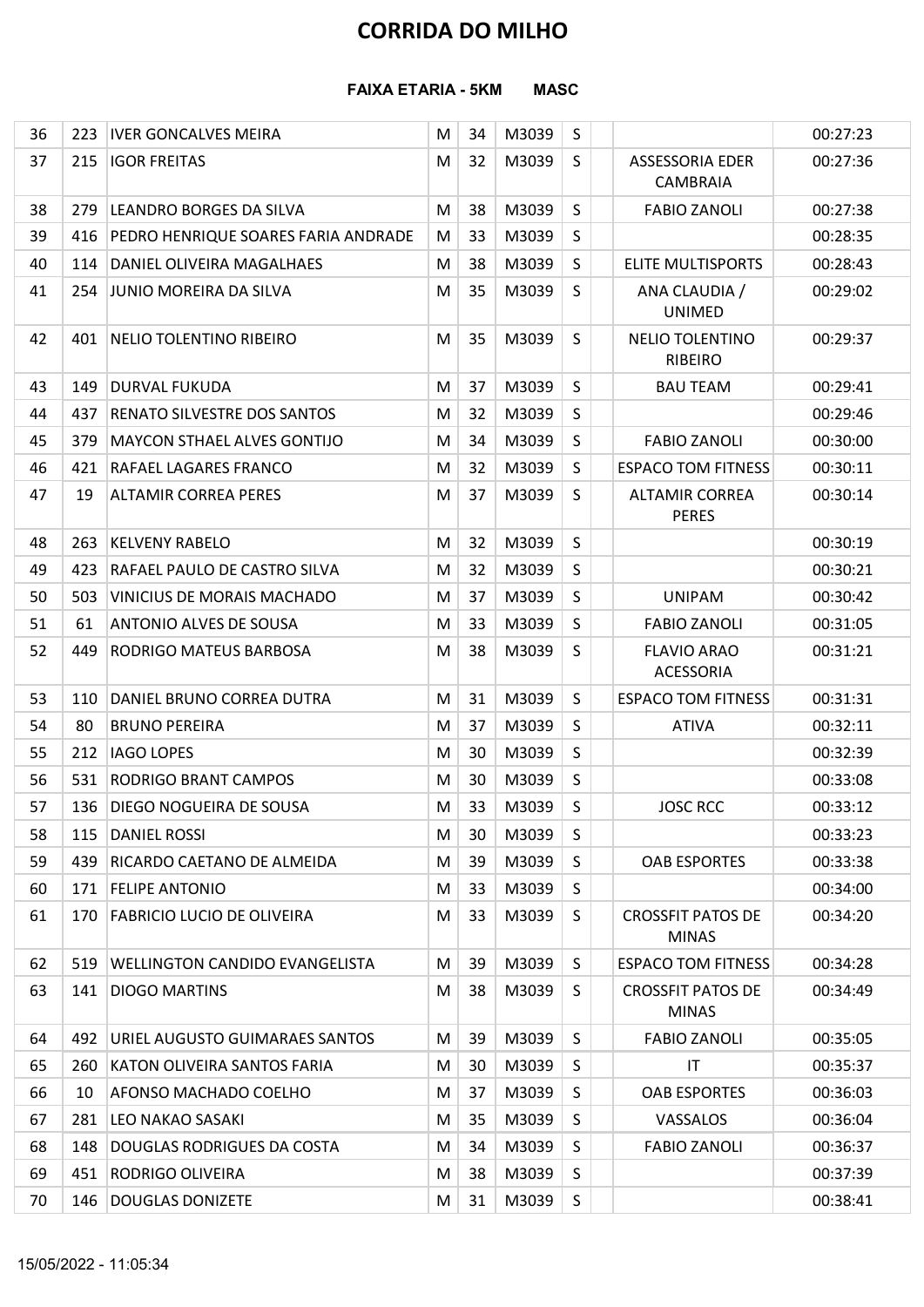# CORRIDA DO MILHO

**FAIXA ETARIA - 5KM MASC**

| | | | | | | | | | |
|---|---|---|---|---|---|---|---|---|---|
| 36 | 223 | IVER GONCALVES MEIRA | M | 34 | M3039 | S | | | 00:27:23 |
| 37 | 215 | IGOR FREITAS | M | 32 | M3039 | S | | ASSESSORIA EDER CAMBRAIA | 00:27:36 |
| 38 | 279 | LEANDRO BORGES DA SILVA | M | 38 | M3039 | S | | FABIO ZANOLI | 00:27:38 |
| 39 | 416 | PEDRO HENRIQUE SOARES FARIA ANDRADE | M | 33 | M3039 | S | | | 00:28:35 |
| 40 | 114 | DANIEL OLIVEIRA MAGALHAES | M | 38 | M3039 | S | | ELITE MULTISPORTS | 00:28:43 |
| 41 | 254 | JUNIO MOREIRA DA SILVA | M | 35 | M3039 | S | | ANA CLAUDIA / UNIMED | 00:29:02 |
| 42 | 401 | NELIO TOLENTINO RIBEIRO | M | 35 | M3039 | S | | NELIO TOLENTINO RIBEIRO | 00:29:37 |
| 43 | 149 | DURVAL FUKUDA | M | 37 | M3039 | S | | BAU TEAM | 00:29:41 |
| 44 | 437 | RENATO SILVESTRE DOS SANTOS | M | 32 | M3039 | S | | | 00:29:46 |
| 45 | 379 | MAYCON STHAEL ALVES GONTIJO | M | 34 | M3039 | S | | FABIO ZANOLI | 00:30:00 |
| 46 | 421 | RAFAEL LAGARES FRANCO | M | 32 | M3039 | S | | ESPACO TOM FITNESS | 00:30:11 |
| 47 | 19 | ALTAMIR CORREA PERES | M | 37 | M3039 | S | | ALTAMIR CORREA PERES | 00:30:14 |
| 48 | 263 | KELVENY RABELO | M | 32 | M3039 | S | | | 00:30:19 |
| 49 | 423 | RAFAEL PAULO DE CASTRO SILVA | M | 32 | M3039 | S | | | 00:30:21 |
| 50 | 503 | VINICIUS DE MORAIS MACHADO | M | 37 | M3039 | S | | UNIPAM | 00:30:42 |
| 51 | 61 | ANTONIO ALVES DE SOUSA | M | 33 | M3039 | S | | FABIO ZANOLI | 00:31:05 |
| 52 | 449 | RODRIGO MATEUS BARBOSA | M | 38 | M3039 | S | | FLAVIO ARAO ACESSORIA | 00:31:21 |
| 53 | 110 | DANIEL BRUNO CORREA DUTRA | M | 31 | M3039 | S | | ESPACO TOM FITNESS | 00:31:31 |
| 54 | 80 | BRUNO PEREIRA | M | 37 | M3039 | S | | ATIVA | 00:32:11 |
| 55 | 212 | IAGO LOPES | M | 30 | M3039 | S | | | 00:32:39 |
| 56 | 531 | RODRIGO BRANT CAMPOS | M | 30 | M3039 | S | | | 00:33:08 |
| 57 | 136 | DIEGO NOGUEIRA DE SOUSA | M | 33 | M3039 | S | | JOSC RCC | 00:33:12 |
| 58 | 115 | DANIEL ROSSI | M | 30 | M3039 | S | | | 00:33:23 |
| 59 | 439 | RICARDO CAETANO DE ALMEIDA | M | 39 | M3039 | S | | OAB ESPORTES | 00:33:38 |
| 60 | 171 | FELIPE ANTONIO | M | 33 | M3039 | S | | | 00:34:00 |
| 61 | 170 | FABRICIO LUCIO DE OLIVEIRA | M | 33 | M3039 | S | | CROSSFIT PATOS DE MINAS | 00:34:20 |
| 62 | 519 | WELLINGTON CANDIDO EVANGELISTA | M | 39 | M3039 | S | | ESPACO TOM FITNESS | 00:34:28 |
| 63 | 141 | DIOGO MARTINS | M | 38 | M3039 | S | | CROSSFIT PATOS DE MINAS | 00:34:49 |
| 64 | 492 | URIEL AUGUSTO GUIMARAES SANTOS | M | 39 | M3039 | S | | FABIO ZANOLI | 00:35:05 |
| 65 | 260 | KATON OLIVEIRA SANTOS FARIA | M | 30 | M3039 | S | | IT | 00:35:37 |
| 66 | 10 | AFONSO MACHADO COELHO | M | 37 | M3039 | S | | OAB ESPORTES | 00:36:03 |
| 67 | 281 | LEO NAKAO SASAKI | M | 35 | M3039 | S | | VASSALOS | 00:36:04 |
| 68 | 148 | DOUGLAS RODRIGUES DA COSTA | M | 34 | M3039 | S | | FABIO ZANOLI | 00:36:37 |
| 69 | 451 | RODRIGO OLIVEIRA | M | 38 | M3039 | S | | | 00:37:39 |
| 70 | 146 | DOUGLAS DONIZETE | M | 31 | M3039 | S | | | 00:38:41 |

15/05/2022 - 11:05:34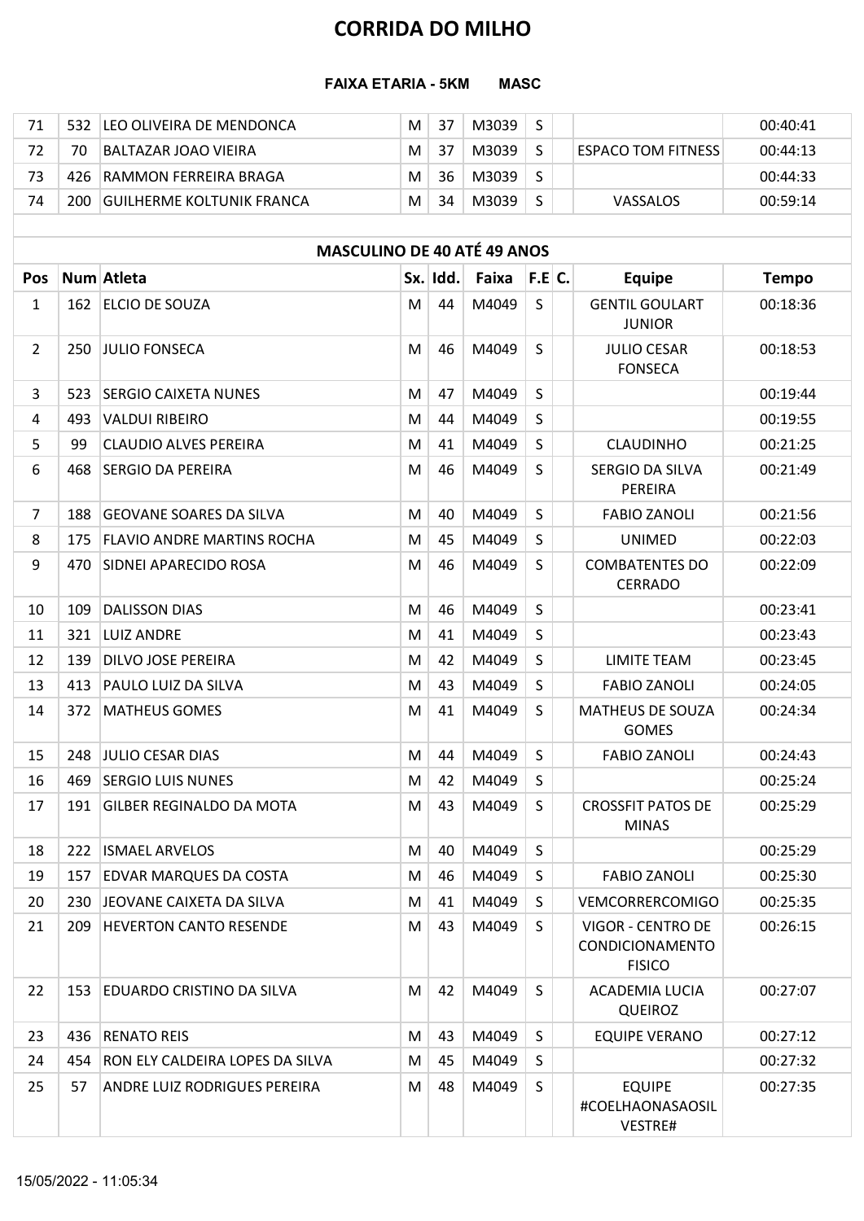# CORRIDA DO MILHO

**FAIXA ETARIA - 5KM MASC**

| Pos | Num | Atleta | Sx. | Idd. | Faixa | F.E | C. | Equipe | Tempo |
|---|---|---|---|---|---|---|---|---|---|
| 71 | 532 | LEO OLIVEIRA DE MENDONCA | M | 37 | M3039 | S | | | 00:40:41 |
| 72 | 70 | BALTAZAR JOAO VIEIRA | M | 37 | M3039 | S | | ESPACO TOM FITNESS | 00:44:13 |
| 73 | 426 | RAMMON FERREIRA BRAGA | M | 36 | M3039 | S | | | 00:44:33 |
| 74 | 200 | GUILHERME KOLTUNIK FRANCA | M | 34 | M3039 | S | | VASSALOS | 00:59:14 |

## MASCULINO DE 40 ATÉ 49 ANOS

| Pos | Num | Atleta | Sx. | Idd. | Faixa | F.E | C. | Equipe | Tempo |
|---|---|---|---|---|---|---|---|---|---|
| 1 | 162 | ELCIO DE SOUZA | M | 44 | M4049 | S | | GENTIL GOULART JUNIOR | 00:18:36 |
| 2 | 250 | JULIO FONSECA | M | 46 | M4049 | S | | JULIO CESAR FONSECA | 00:18:53 |
| 3 | 523 | SERGIO CAIXETA NUNES | M | 47 | M4049 | S | | | 00:19:44 |
| 4 | 493 | VALDUI RIBEIRO | M | 44 | M4049 | S | | | 00:19:55 |
| 5 | 99 | CLAUDIO ALVES PEREIRA | M | 41 | M4049 | S | | CLAUDINHO | 00:21:25 |
| 6 | 468 | SERGIO DA PEREIRA | M | 46 | M4049 | S | | SERGIO DA SILVA PEREIRA | 00:21:49 |
| 7 | 188 | GEOVANE SOARES DA SILVA | M | 40 | M4049 | S | | FABIO ZANOLI | 00:21:56 |
| 8 | 175 | FLAVIO ANDRE MARTINS ROCHA | M | 45 | M4049 | S | | UNIMED | 00:22:03 |
| 9 | 470 | SIDNEI APARECIDO ROSA | M | 46 | M4049 | S | | COMBATENTES DO CERRADO | 00:22:09 |
| 10 | 109 | DALISSON DIAS | M | 46 | M4049 | S | | | 00:23:41 |
| 11 | 321 | LUIZ ANDRE | M | 41 | M4049 | S | | | 00:23:43 |
| 12 | 139 | DILVO JOSE PEREIRA | M | 42 | M4049 | S | | LIMITE TEAM | 00:23:45 |
| 13 | 413 | PAULO LUIZ DA SILVA | M | 43 | M4049 | S | | FABIO ZANOLI | 00:24:05 |
| 14 | 372 | MATHEUS GOMES | M | 41 | M4049 | S | | MATHEUS DE SOUZA GOMES | 00:24:34 |
| 15 | 248 | JULIO CESAR DIAS | M | 44 | M4049 | S | | FABIO ZANOLI | 00:24:43 |
| 16 | 469 | SERGIO LUIS NUNES | M | 42 | M4049 | S | | | 00:25:24 |
| 17 | 191 | GILBER REGINALDO DA MOTA | M | 43 | M4049 | S | | CROSSFIT PATOS DE MINAS | 00:25:29 |
| 18 | 222 | ISMAEL ARVELOS | M | 40 | M4049 | S | | | 00:25:29 |
| 19 | 157 | EDVAR MARQUES DA COSTA | M | 46 | M4049 | S | | FABIO ZANOLI | 00:25:30 |
| 20 | 230 | JEOVANE CAIXETA DA SILVA | M | 41 | M4049 | S | | VEMCORRERCOMIGO | 00:25:35 |
| 21 | 209 | HEVERTON CANTO RESENDE | M | 43 | M4049 | S | | VIGOR - CENTRO DE CONDICIONAMENTO FISICO | 00:26:15 |
| 22 | 153 | EDUARDO CRISTINO DA SILVA | M | 42 | M4049 | S | | ACADEMIA LUCIA QUEIROZ | 00:27:07 |
| 23 | 436 | RENATO REIS | M | 43 | M4049 | S | | EQUIPE VERANO | 00:27:12 |
| 24 | 454 | RON ELY CALDEIRA LOPES DA SILVA | M | 45 | M4049 | S | | | 00:27:32 |
| 25 | 57 | ANDRE LUIZ RODRIGUES PEREIRA | M | 48 | M4049 | S | | EQUIPE #COELHAONASAOSILVESTRE# | 00:27:35 |

15/05/2022 - 11:05:34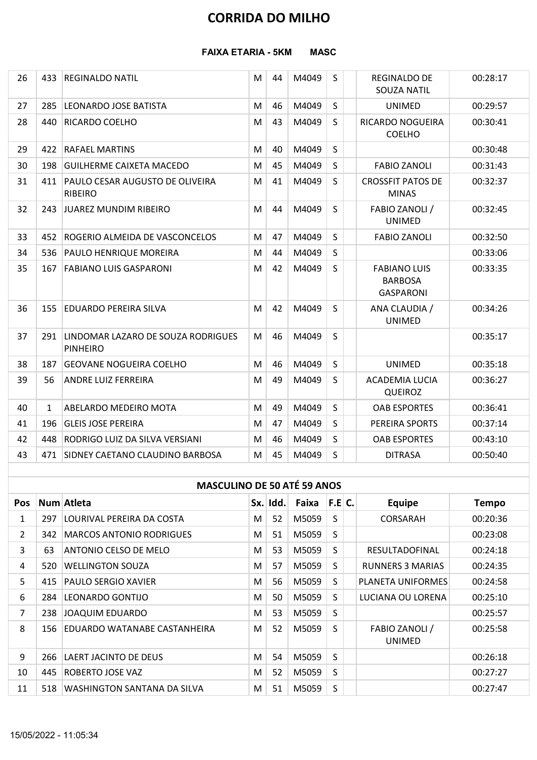# CORRIDA DO MILHO

**FAIXA ETARIA - 5KM MASC**

| Pos | Num | Atleta | Sx. | Idd. | Faixa | F.E | C. | Equipe | Tempo |
|---|---|---|---|---|---|---|---|---|---|
| 26 | 433 | REGINALDO NATIL | M | 44 | M4049 | S | | REGINALDO DE SOUZA NATIL | 00:28:17 |
| 27 | 285 | LEONARDO JOSE BATISTA | M | 46 | M4049 | S | | UNIMED | 00:29:57 |
| 28 | 440 | RICARDO COELHO | M | 43 | M4049 | S | | RICARDO NOGUEIRA COELHO | 00:30:41 |
| 29 | 422 | RAFAEL MARTINS | M | 40 | M4049 | S | | | 00:30:48 |
| 30 | 198 | GUILHERME CAIXETA MACEDO | M | 45 | M4049 | S | | FABIO ZANOLI | 00:31:43 |
| 31 | 411 | PAULO CESAR AUGUSTO DE OLIVEIRA RIBEIRO | M | 41 | M4049 | S | | CROSSFIT PATOS DE MINAS | 00:32:37 |
| 32 | 243 | JUAREZ MUNDIM RIBEIRO | M | 44 | M4049 | S | | FABIO ZANOLI / UNIMED | 00:32:45 |
| 33 | 452 | ROGERIO ALMEIDA DE VASCONCELOS | M | 47 | M4049 | S | | FABIO ZANOLI | 00:32:50 |
| 34 | 536 | PAULO HENRIQUE MOREIRA | M | 44 | M4049 | S | | | 00:33:06 |
| 35 | 167 | FABIANO LUIS GASPARONI | M | 42 | M4049 | S | | FABIANO LUIS BARBOSA GASPARONI | 00:33:35 |
| 36 | 155 | EDUARDO PEREIRA SILVA | M | 42 | M4049 | S | | ANA CLAUDIA / UNIMED | 00:34:26 |
| 37 | 291 | LINDOMAR LAZARO DE SOUZA RODRIGUES PINHEIRO | M | 46 | M4049 | S | | | 00:35:17 |
| 38 | 187 | GEOVANE NOGUEIRA COELHO | M | 46 | M4049 | S | | UNIMED | 00:35:18 |
| 39 | 56 | ANDRE LUIZ FERREIRA | M | 49 | M4049 | S | | ACADEMIA LUCIA QUEIROZ | 00:36:27 |
| 40 | 1 | ABELARDO MEDEIRO MOTA | M | 49 | M4049 | S | | OAB ESPORTES | 00:36:41 |
| 41 | 196 | GLEIS JOSE PEREIRA | M | 47 | M4049 | S | | PEREIRA SPORTS | 00:37:14 |
| 42 | 448 | RODRIGO LUIZ DA SILVA VERSIANI | M | 46 | M4049 | S | | OAB ESPORTES | 00:43:10 |
| 43 | 471 | SIDNEY CAETANO CLAUDINO BARBOSA | M | 45 | M4049 | S | | DITRASA | 00:50:40 |

## MASCULINO DE 50 ATÉ 59 ANOS

| Pos | Num | Atleta | Sx. | Idd. | Faixa | F.E | C. | Equipe | Tempo |
|---|---|---|---|---|---|---|---|---|---|
| 1 | 297 | LOURIVAL PEREIRA DA COSTA | M | 52 | M5059 | S | | CORSARAH | 00:20:36 |
| 2 | 342 | MARCOS ANTONIO RODRIGUES | M | 51 | M5059 | S | | | 00:23:08 |
| 3 | 63 | ANTONIO CELSO DE MELO | M | 53 | M5059 | S | | RESULTADOFINAL | 00:24:18 |
| 4 | 520 | WELLINGTON SOUZA | M | 57 | M5059 | S | | RUNNERS 3 MARIAS | 00:24:35 |
| 5 | 415 | PAULO SERGIO XAVIER | M | 56 | M5059 | S | | PLANETA UNIFORMES | 00:24:58 |
| 6 | 284 | LEONARDO GONTIJO | M | 50 | M5059 | S | | LUCIANA OU LORENA | 00:25:10 |
| 7 | 238 | JOAQUIM EDUARDO | M | 53 | M5059 | S | | | 00:25:57 |
| 8 | 156 | EDUARDO WATANABE CASTANHEIRA | M | 52 | M5059 | S | | FABIO ZANOLI / UNIMED | 00:25:58 |
| 9 | 266 | LAERT JACINTO DE DEUS | M | 54 | M5059 | S | | | 00:26:18 |
| 10 | 445 | ROBERTO JOSE VAZ | M | 52 | M5059 | S | | | 00:27:27 |
| 11 | 518 | WASHINGTON SANTANA DA SILVA | M | 51 | M5059 | S | | | 00:27:47 |

15/05/2022 - 11:05:34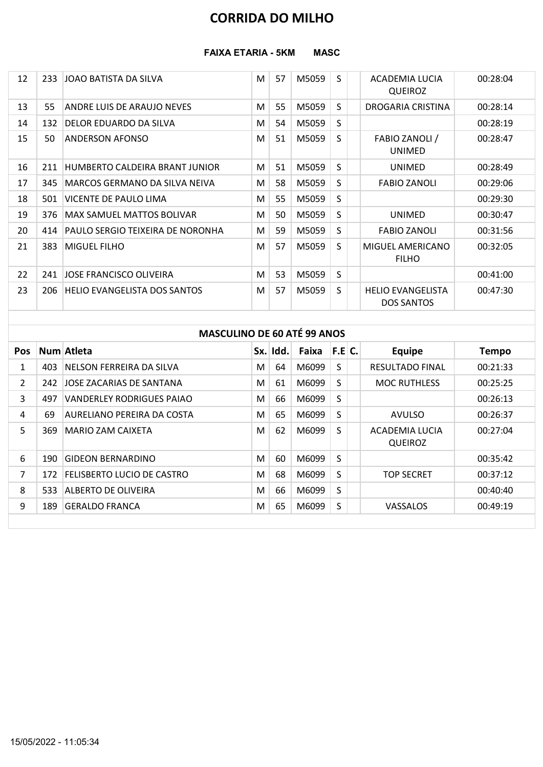# CORRIDA DO MILHO

**FAIXA ETARIA - 5KM MASC**

| | | | | | | | | | |
|---|---|---|---|---|---|---|---|---|---|
| 12 | 233 | JOAO BATISTA DA SILVA | M | 57 | M5059 | S | | ACADEMIA LUCIA QUEIROZ | 00:28:04 |
| 13 | 55 | ANDRE LUIS DE ARAUJO NEVES | M | 55 | M5059 | S | | DROGARIA CRISTINA | 00:28:14 |
| 14 | 132 | DELOR EDUARDO DA SILVA | M | 54 | M5059 | S | | | 00:28:19 |
| 15 | 50 | ANDERSON AFONSO | M | 51 | M5059 | S | | FABIO ZANOLI / UNIMED | 00:28:47 |
| 16 | 211 | HUMBERTO CALDEIRA BRANT JUNIOR | M | 51 | M5059 | S | | UNIMED | 00:28:49 |
| 17 | 345 | MARCOS GERMANO DA SILVA NEIVA | M | 58 | M5059 | S | | FABIO ZANOLI | 00:29:06 |
| 18 | 501 | VICENTE DE PAULO LIMA | M | 55 | M5059 | S | | | 00:29:30 |
| 19 | 376 | MAX SAMUEL MATTOS BOLIVAR | M | 50 | M5059 | S | | UNIMED | 00:30:47 |
| 20 | 414 | PAULO SERGIO TEIXEIRA DE NORONHA | M | 59 | M5059 | S | | FABIO ZANOLI | 00:31:56 |
| 21 | 383 | MIGUEL FILHO | M | 57 | M5059 | S | | MIGUEL AMERICANO FILHO | 00:32:05 |
| 22 | 241 | JOSE FRANCISCO OLIVEIRA | M | 53 | M5059 | S | | | 00:41:00 |
| 23 | 206 | HELIO EVANGELISTA DOS SANTOS | M | 57 | M5059 | S | | HELIO EVANGELISTA DOS SANTOS | 00:47:30 |

**MASCULINO DE 60 ATÉ 99 ANOS**

| Pos | Num | Atleta | Sx. | Idd. | Faixa | F.E | C. | Equipe | Tempo |
|---|---|---|---|---|---|---|---|---|---|
| 1 | 403 | NELSON FERREIRA DA SILVA | M | 64 | M6099 | S | | RESULTADO FINAL | 00:21:33 |
| 2 | 242 | JOSE ZACARIAS DE SANTANA | M | 61 | M6099 | S | | MOC RUTHLESS | 00:25:25 |
| 3 | 497 | VANDERLEY RODRIGUES PAIAO | M | 66 | M6099 | S | | | 00:26:13 |
| 4 | 69 | AURELIANO PEREIRA DA COSTA | M | 65 | M6099 | S | | AVULSO | 00:26:37 |
| 5 | 369 | MARIO ZAM CAIXETA | M | 62 | M6099 | S | | ACADEMIA LUCIA QUEIROZ | 00:27:04 |
| 6 | 190 | GIDEON BERNARDINO | M | 60 | M6099 | S | | | 00:35:42 |
| 7 | 172 | FELISBERTO LUCIO DE CASTRO | M | 68 | M6099 | S | | TOP SECRET | 00:37:12 |
| 8 | 533 | ALBERTO DE OLIVEIRA | M | 66 | M6099 | S | | | 00:40:40 |
| 9 | 189 | GERALDO FRANCA | M | 65 | M6099 | S | | VASSALOS | 00:49:19 |

15/05/2022 - 11:05:34